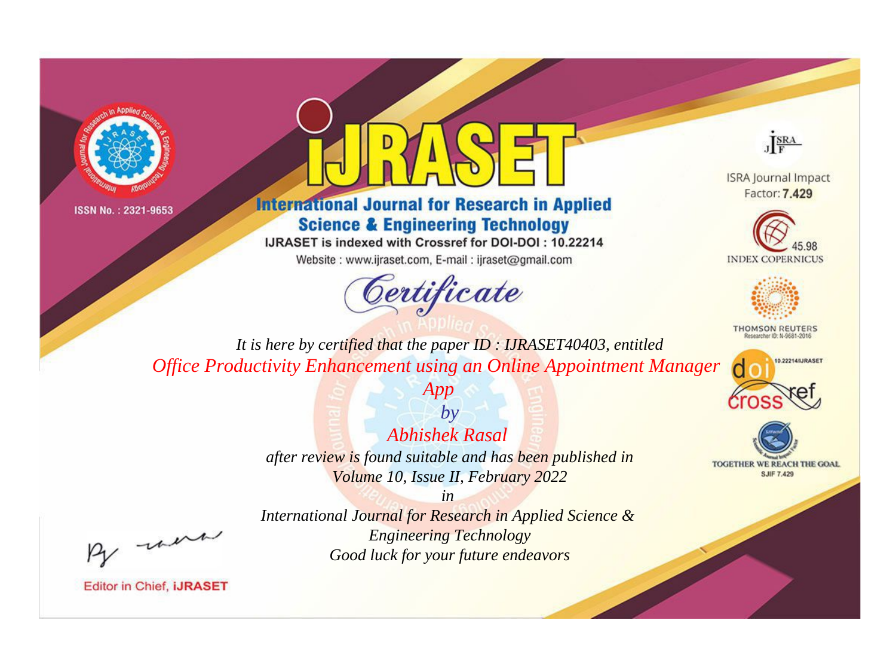ISSN No. : 2321-9653

# iJRASET

## International Journal for Research in Applied Science & Engineering Technology

IJRASET is indexed with Crossref for DOI-DOI : 10.22214

Website : www.ijraset.com, E-mail : ijraset@gmail.com

ISRA Journal Impact Factor: **7.429**

45.98 INDEX COPERNICUS

THOMSON REUTERS Researcher ID: N-9681-2016

10.22214/IJRASET

TOGETHER WE REACH THE GOAL SJIF 7.429

*Certificate*

*It is here by certified that the paper ID : IJRASET40403, entitled*

*Office Productivity Enhancement using an Online Appointment Manager App*

*by*

*Abhishek Rasal*

*after review is found suitable and has been published in*

*Volume 10, Issue II, February 2022*

*in*

*International Journal for Research in Applied Science & Engineering Technology*

*Good luck for your future endeavors*

Editor in Chief, iJRASET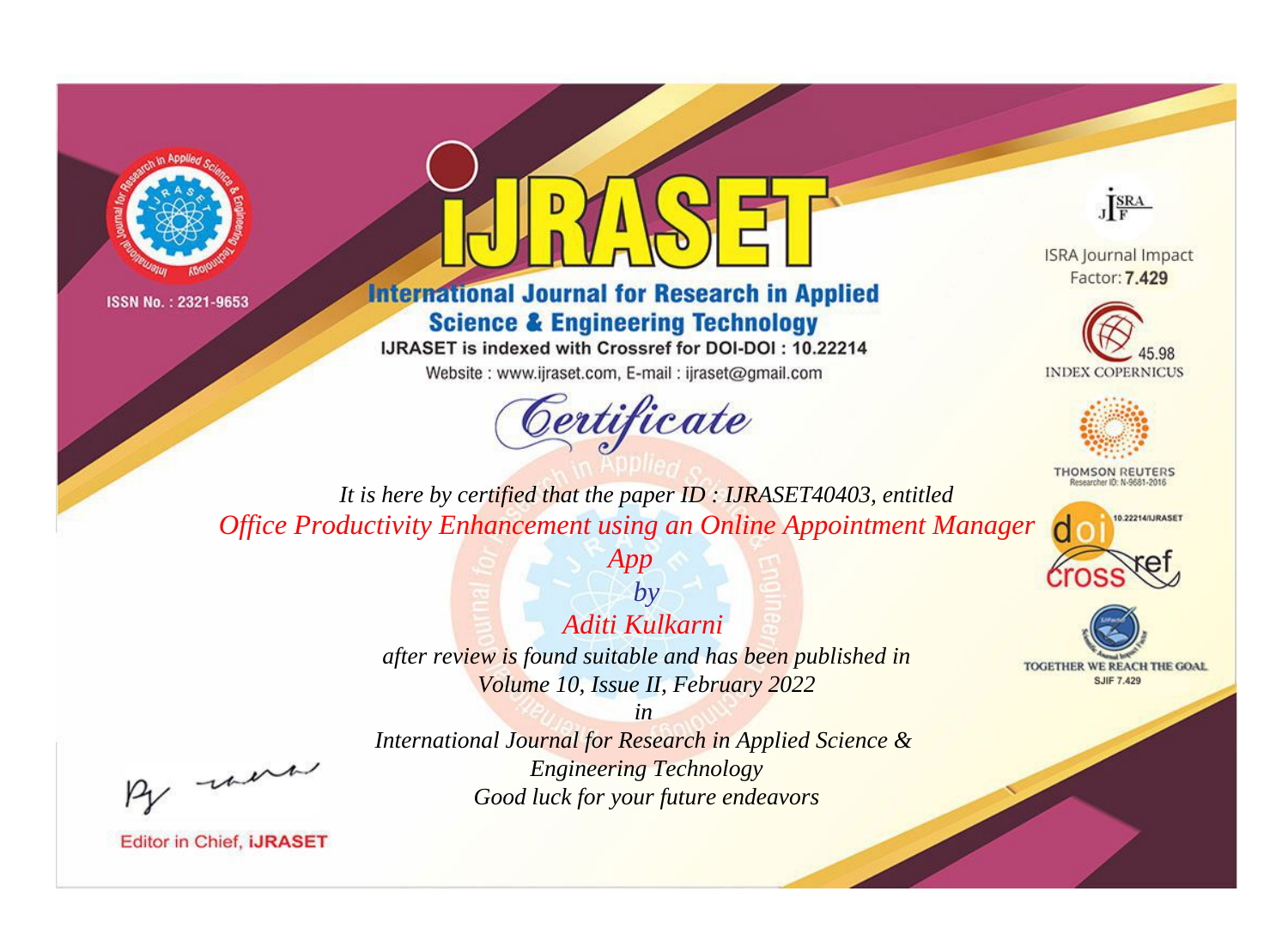ISSN No. : 2321-9653

# iJRASET

## International Journal for Research in Applied Science & Engineering Technology

IJRASET is indexed with Crossref for DOI-DOI : 10.22214

Website : www.ijraset.com, E-mail : ijraset@gmail.com

ISRA Journal Impact Factor: **7.429**

45.98 INDEX COPERNICUS

THOMSON REUTERS Researcher ID: N-9681-2016

10.22214/IJRASET

TOGETHER WE REACH THE GOAL SJIF 7.429

*Certificate*

*It is here by certified that the paper ID : IJRASET40403, entitled*

*Office Productivity Enhancement using an Online Appointment Manager App*

*by*

*Aditi Kulkarni*

*after review is found suitable and has been published in*

*Volume 10, Issue II, February 2022*

*in*

*International Journal for Research in Applied Science & Engineering Technology*

*Good luck for your future endeavors*

Editor in Chief, iJRASET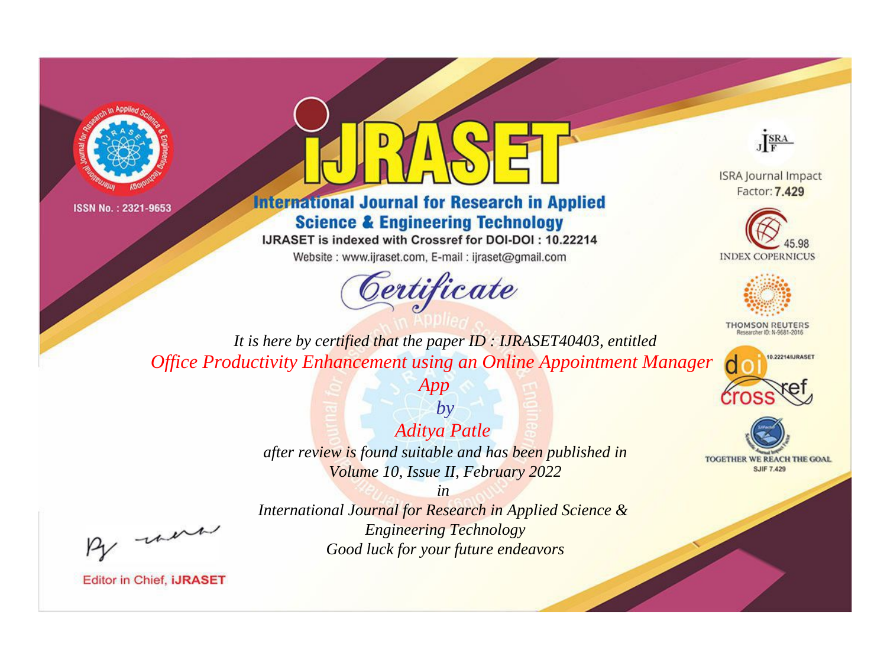ISSN No. : 2321-9653

# iJRASET

## International Journal for Research in Applied Science & Engineering Technology

IJRASET is indexed with Crossref for DOI-DOI : 10.22214

Website : www.ijraset.com, E-mail : ijraset@gmail.com

ISRA Journal Impact Factor: **7.429**

45.98 INDEX COPERNICUS

THOMSON REUTERS Researcher ID: N-9681-2016

10.22214/IJRASET

TOGETHER WE REACH THE GOAL SJIF 7.429

# *Certificate*

*It is here by certified that the paper ID : IJRASET40403, entitled*

*Office Productivity Enhancement using an Online Appointment Manager App*

*by*

*Aditya Patle*

*after review is found suitable and has been published in*

*Volume 10, Issue II, February 2022*

*in*

*International Journal for Research in Applied Science & Engineering Technology*

*Good luck for your future endeavors*

Editor in Chief, **iJRASET**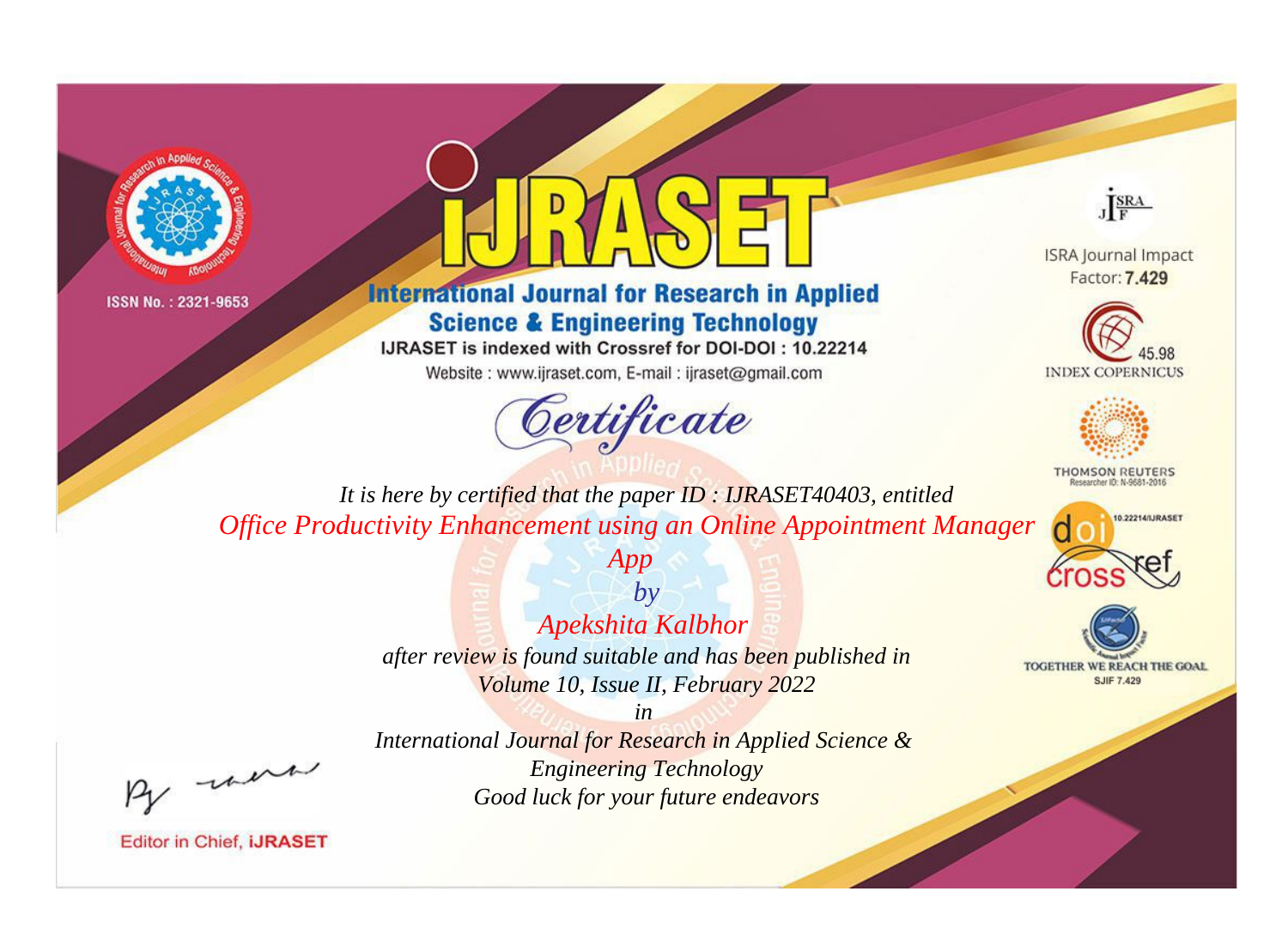ISSN No. : 2321-9653

# IJRASET

## International Journal for Research in Applied Science & Engineering Technology

IJRASET is indexed with Crossref for DOI-DOI : 10.22214

Website : www.ijraset.com, E-mail : ijraset@gmail.com

*Certificate*

ISRA Journal Impact Factor: **7.429**

45.98 INDEX COPERNICUS

THOMSON REUTERS Researcher ID: N-9681-2016

10.22214/IJRASET

TOGETHER WE REACH THE GOAL SJIF 7.429

*It is here by certified that the paper ID : IJRASET40403, entitled*

*Office Productivity Enhancement using an Online Appointment Manager App*

*by*

*Apekshita Kalbhor*

*after review is found suitable and has been published in*

*Volume 10, Issue II, February 2022*

*in*

*International Journal for Research in Applied Science & Engineering Technology*

*Good luck for your future endeavors*

Editor in Chief, **iJRASET**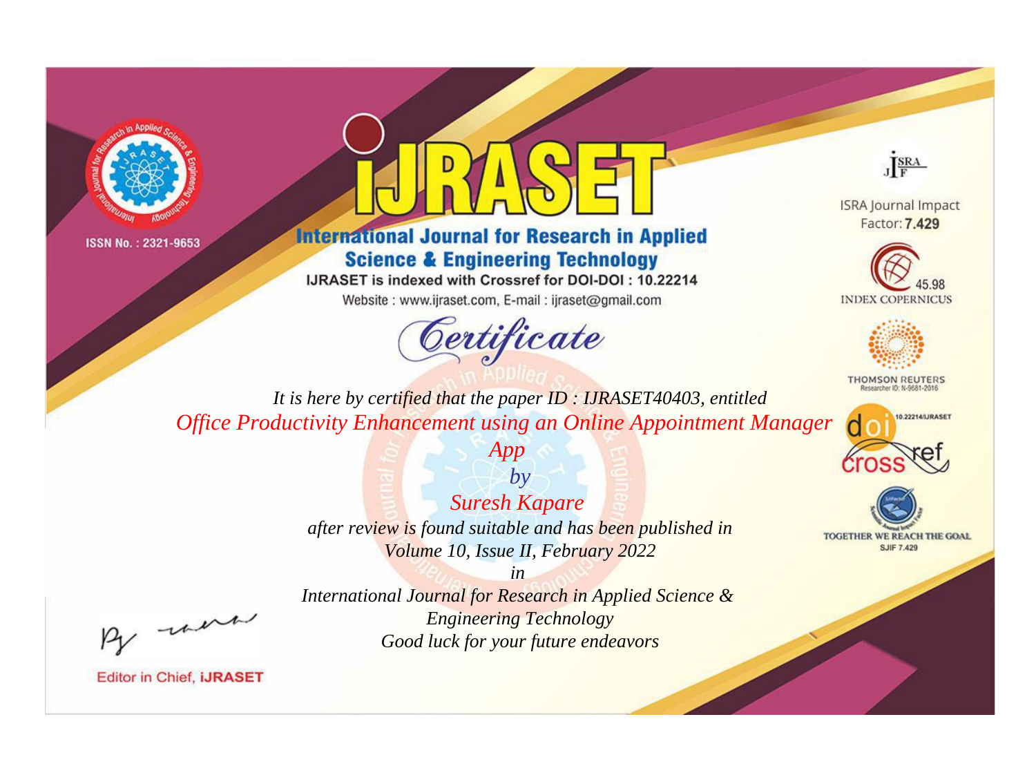ISSN No. : 2321-9653

# iJRASET

## International Journal for Research in Applied Science & Engineering Technology

IJRASET is indexed with Crossref for DOI-DOI : 10.22214

Website : www.ijraset.com, E-mail : ijraset@gmail.com

ISRA Journal Impact Factor: **7.429**

45.98 INDEX COPERNICUS

THOMSON REUTERS Researcher ID: N-9681-2016

10.22214/IJRASET

TOGETHER WE REACH THE GOAL SJIF 7.429

*Certificate*

*It is here by certified that the paper ID : IJRASET40403, entitled*

*Office Productivity Enhancement using an Online Appointment Manager App*

*by*

*Suresh Kapare*

*after review is found suitable and has been published in*

*Volume 10, Issue II, February 2022*

*in*

*International Journal for Research in Applied Science & Engineering Technology*

*Good luck for your future endeavors*

Editor in Chief, **iJRASET**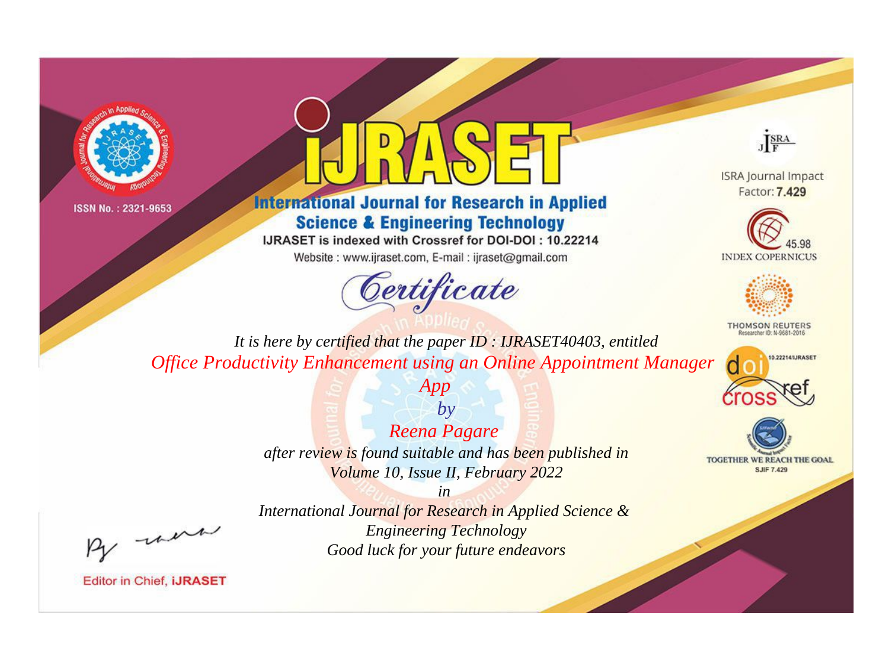ISSN No. : 2321-9653

# iJRASET

## International Journal for Research in Applied Science & Engineering Technology

IJRASET is indexed with Crossref for DOI-DOI : 10.22214

Website : www.ijraset.com, E-mail : ijraset@gmail.com

*Certificate*

ISRA Journal Impact Factor: **7.429**

45.98 INDEX COPERNICUS

THOMSON REUTERS Researcher ID: N-9681-2016

10.22214/IJRASET

TOGETHER WE REACH THE GOAL SJIF 7.429

*It is here by certified that the paper ID : IJRASET40403, entitled*

*Office Productivity Enhancement using an Online Appointment Manager App*

*by*

*Reena Pagare*

*after review is found suitable and has been published in*

*Volume 10, Issue II, February 2022*

*in*

*International Journal for Research in Applied Science & Engineering Technology*

*Good luck for your future endeavors*

Editor in Chief, **iJRASET**